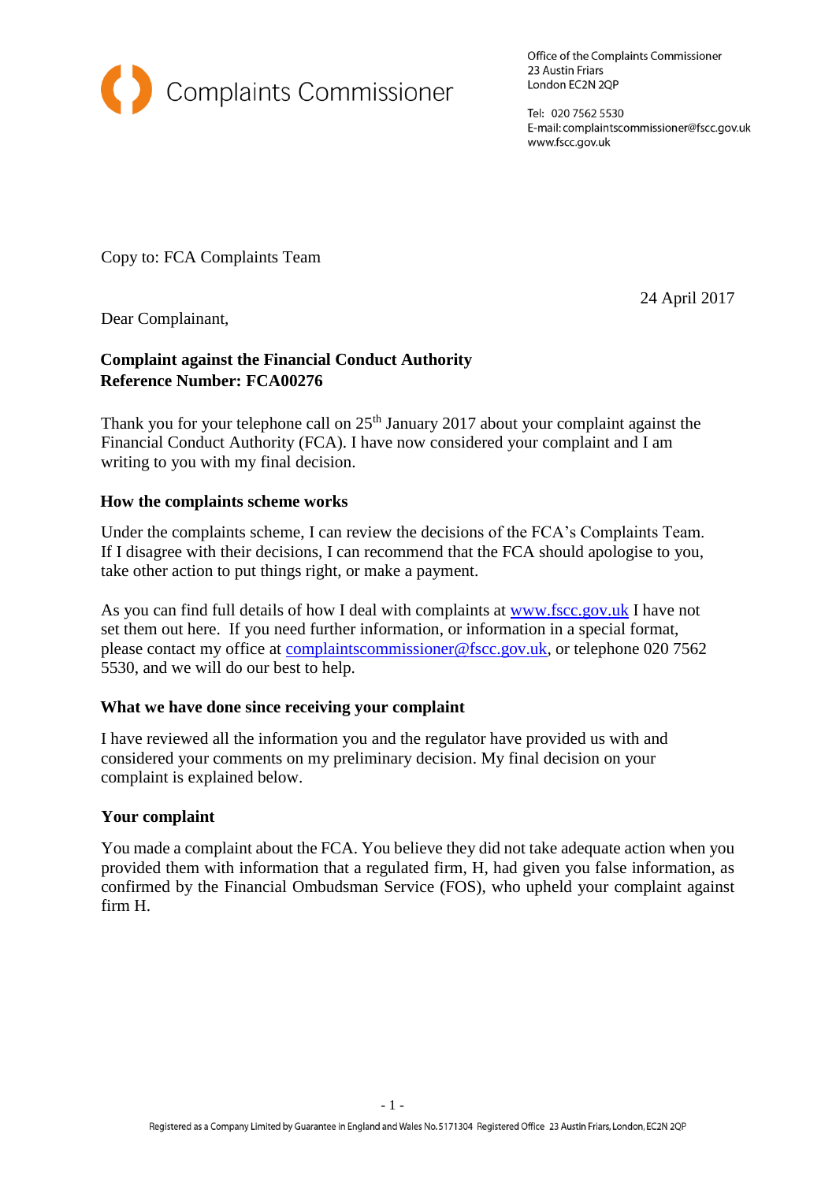Complaints Commissioner

Office of the Complaints Commissioner
23 Austin Friars
London EC2N 2QP

Tel: 020 7562 5530
E-mail: complaintscommissioner@fscc.gov.uk
www.fscc.gov.uk

Copy to: FCA Complaints Team

24 April 2017

Dear Complainant,

**Complaint against the Financial Conduct Authority**
**Reference Number: FCA00276**

Thank you for your telephone call on 25th January 2017 about your complaint against the Financial Conduct Authority (FCA). I have now considered your complaint and I am writing to you with my final decision.

### How the complaints scheme works

Under the complaints scheme, I can review the decisions of the FCA's Complaints Team. If I disagree with their decisions, I can recommend that the FCA should apologise to you, take other action to put things right, or make a payment.

As you can find full details of how I deal with complaints at www.fscc.gov.uk I have not set them out here. If you need further information, or information in a special format, please contact my office at complaintscommissioner@fscc.gov.uk, or telephone 020 7562 5530, and we will do our best to help.

### What we have done since receiving your complaint

I have reviewed all the information you and the regulator have provided us with and considered your comments on my preliminary decision. My final decision on your complaint is explained below.

### Your complaint

You made a complaint about the FCA. You believe they did not take adequate action when you provided them with information that a regulated firm, H, had given you false information, as confirmed by the Financial Ombudsman Service (FOS), who upheld your complaint against firm H.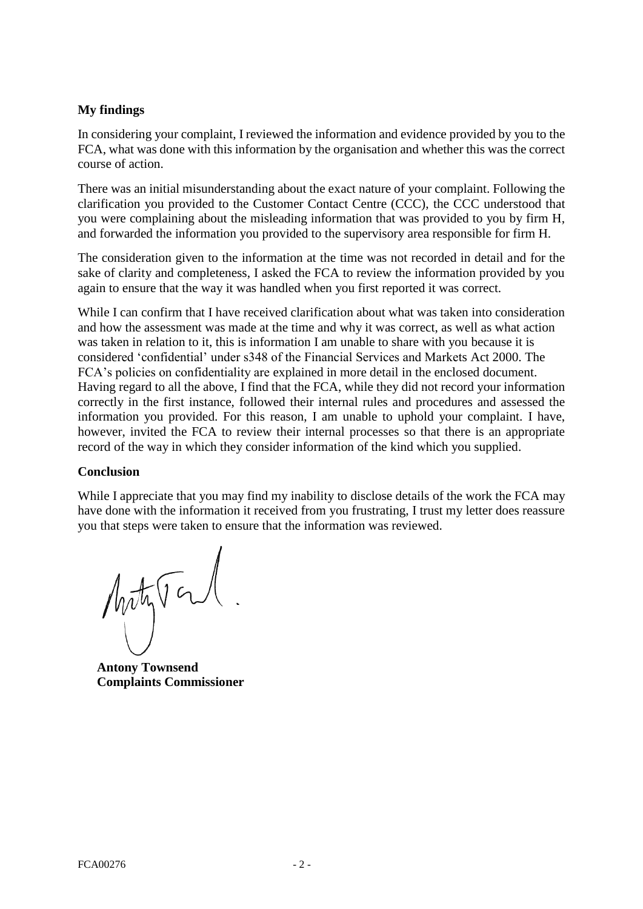**My findings**

In considering your complaint, I reviewed the information and evidence provided by you to the FCA, what was done with this information by the organisation and whether this was the correct course of action.

There was an initial misunderstanding about the exact nature of your complaint. Following the clarification you provided to the Customer Contact Centre (CCC), the CCC understood that you were complaining about the misleading information that was provided to you by firm H, and forwarded the information you provided to the supervisory area responsible for firm H.

The consideration given to the information at the time was not recorded in detail and for the sake of clarity and completeness, I asked the FCA to review the information provided by you again to ensure that the way it was handled when you first reported it was correct.

While I can confirm that I have received clarification about what was taken into consideration and how the assessment was made at the time and why it was correct, as well as what action was taken in relation to it, this is information I am unable to share with you because it is considered 'confidential' under s348 of the Financial Services and Markets Act 2000. The FCA's policies on confidentiality are explained in more detail in the enclosed document. Having regard to all the above, I find that the FCA, while they did not record your information correctly in the first instance, followed their internal rules and procedures and assessed the information you provided. For this reason, I am unable to uphold your complaint. I have, however, invited the FCA to review their internal processes so that there is an appropriate record of the way in which they consider information of the kind which you supplied.

**Conclusion**

While I appreciate that you may find my inability to disclose details of the work the FCA may have done with the information it received from you frustrating, I trust my letter does reassure you that steps were taken to ensure that the information was reviewed.

**Antony Townsend**
**Complaints Commissioner**

FCA00276